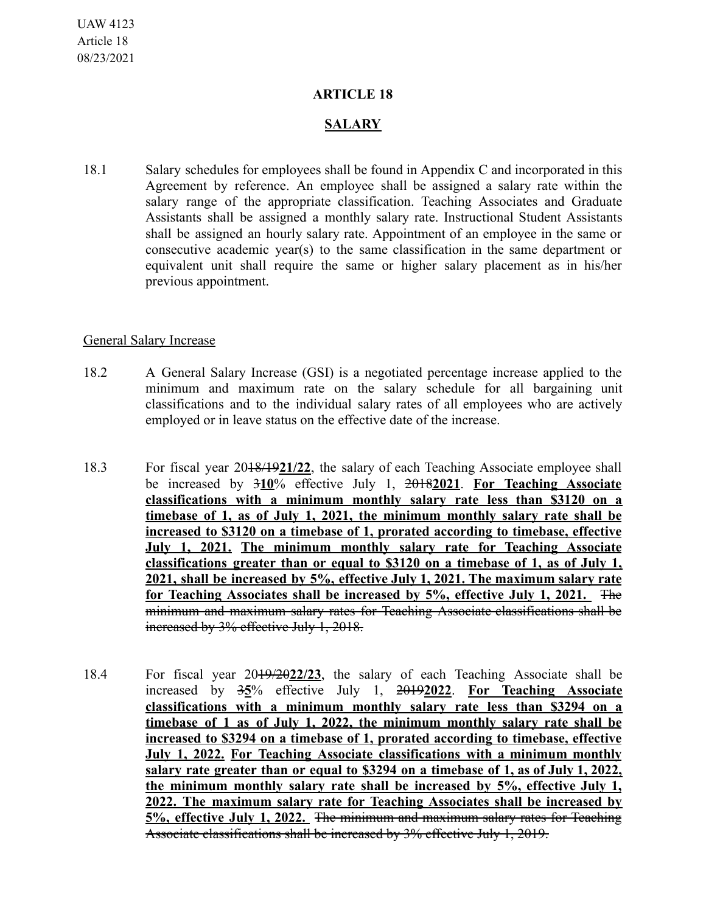UAW 4123
Article 18
08/23/2021

# ARTICLE 18

## SALARY

18.1 Salary schedules for employees shall be found in Appendix C and incorporated in this Agreement by reference. An employee shall be assigned a salary rate within the salary range of the appropriate classification. Teaching Associates and Graduate Assistants shall be assigned a monthly salary rate. Instructional Student Assistants shall be assigned an hourly salary rate. Appointment of an employee in the same or consecutive academic year(s) to the same classification in the same department or equivalent unit shall require the same or higher salary placement as in his/her previous appointment.

General Salary Increase

18.2 A General Salary Increase (GSI) is a negotiated percentage increase applied to the minimum and maximum rate on the salary schedule for all bargaining unit classifications and to the individual salary rates of all employees who are actively employed or in leave status on the effective date of the increase.

18.3 For fiscal year 20~~18/19~~**21/22**, the salary of each Teaching Associate employee shall be increased by ~~3~~**10**% effective July 1, ~~2018~~**2021**. **For Teaching Associate classifications with a minimum monthly salary rate less than $3120 on a timebase of 1, as of July 1, 2021, the minimum monthly salary rate shall be increased to $3120 on a timebase of 1, prorated according to timebase, effective July 1, 2021. The minimum monthly salary rate for Teaching Associate classifications greater than or equal to $3120 on a timebase of 1, as of July 1, 2021, shall be increased by 5%, effective July 1, 2021. The maximum salary rate for Teaching Associates shall be increased by 5%, effective July 1, 2021.** ~~The minimum and maximum salary rates for Teaching Associate classifications shall be increased by 3% effective July 1, 2018.~~

18.4 For fiscal year 20~~19/20~~**22/23**, the salary of each Teaching Associate shall be increased by ~~3~~**5**% effective July 1, ~~2019~~**2022**. **For Teaching Associate classifications with a minimum monthly salary rate less than $3294 on a timebase of 1 as of July 1, 2022, the minimum monthly salary rate shall be increased to $3294 on a timebase of 1, prorated according to timebase, effective July 1, 2022. For Teaching Associate classifications with a minimum monthly salary rate greater than or equal to $3294 on a timebase of 1, as of July 1, 2022, the minimum monthly salary rate shall be increased by 5%, effective July 1, 2022. The maximum salary rate for Teaching Associates shall be increased by 5%, effective July 1, 2022.** ~~The minimum and maximum salary rates for Teaching Associate classifications shall be increased by 3% effective July 1, 2019.~~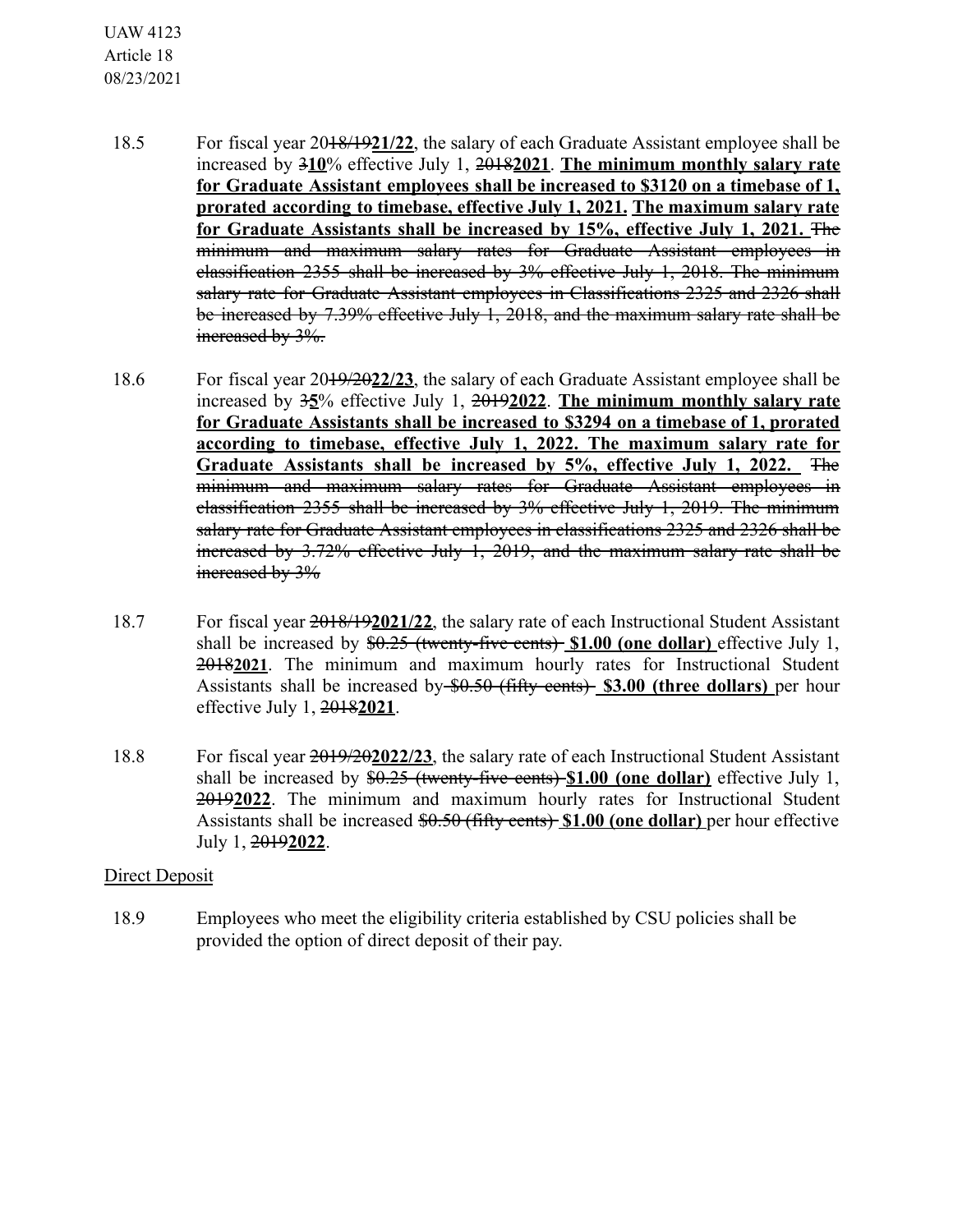18.5 For fiscal year 20~~18/19~~**21/22**, the salary of each Graduate Assistant employee shall be increased by ~~3~~**10**% effective July 1, ~~2018~~**2021**. **The minimum monthly salary rate for Graduate Assistant employees shall be increased to $3120 on a timebase of 1, prorated according to timebase, effective July 1, 2021. The maximum salary rate for Graduate Assistants shall be increased by 15%, effective July 1, 2021.** ~~The minimum and maximum salary rates for Graduate Assistant employees in classification 2355 shall be increased by 3% effective July 1, 2018. The minimum salary rate for Graduate Assistant employees in Classifications 2325 and 2326 shall be increased by 7.39% effective July 1, 2018, and the maximum salary rate shall be increased by 3%.~~

18.6 For fiscal year 20~~19/20~~**22/23**, the salary of each Graduate Assistant employee shall be increased by ~~3~~**5**% effective July 1, ~~2019~~**2022**. **The minimum monthly salary rate for Graduate Assistants shall be increased to $3294 on a timebase of 1, prorated according to timebase, effective July 1, 2022. The maximum salary rate for Graduate Assistants shall be increased by 5%, effective July 1, 2022.** ~~The minimum and maximum salary rates for Graduate Assistant employees in classification 2355 shall be increased by 3% effective July 1, 2019. The minimum salary rate for Graduate Assistant employees in classifications 2325 and 2326 shall be increased by 3.72% effective July 1, 2019, and the maximum salary rate shall be increased by 3%~~

18.7 For fiscal year ~~2018/19~~**2021/22**, the salary rate of each Instructional Student Assistant shall be increased by ~~$0.25 (twenty-five cents)~~ **$1.00 (one dollar)** effective July 1, ~~2018~~**2021**. The minimum and maximum hourly rates for Instructional Student Assistants shall be increased by ~~$0.50 (fifty cents)~~ **$3.00 (three dollars)** per hour effective July 1, ~~2018~~**2021**.

18.8 For fiscal year ~~2019/20~~**2022/23**, the salary rate of each Instructional Student Assistant shall be increased by ~~$0.25 (twenty-five cents)~~ **$1.00 (one dollar)** effective July 1, ~~2019~~**2022**. The minimum and maximum hourly rates for Instructional Student Assistants shall be increased ~~$0.50 (fifty cents)~~ **$1.00 (one dollar)** per hour effective July 1, ~~2019~~**2022**.

Direct Deposit

18.9 Employees who meet the eligibility criteria established by CSU policies shall be provided the option of direct deposit of their pay.